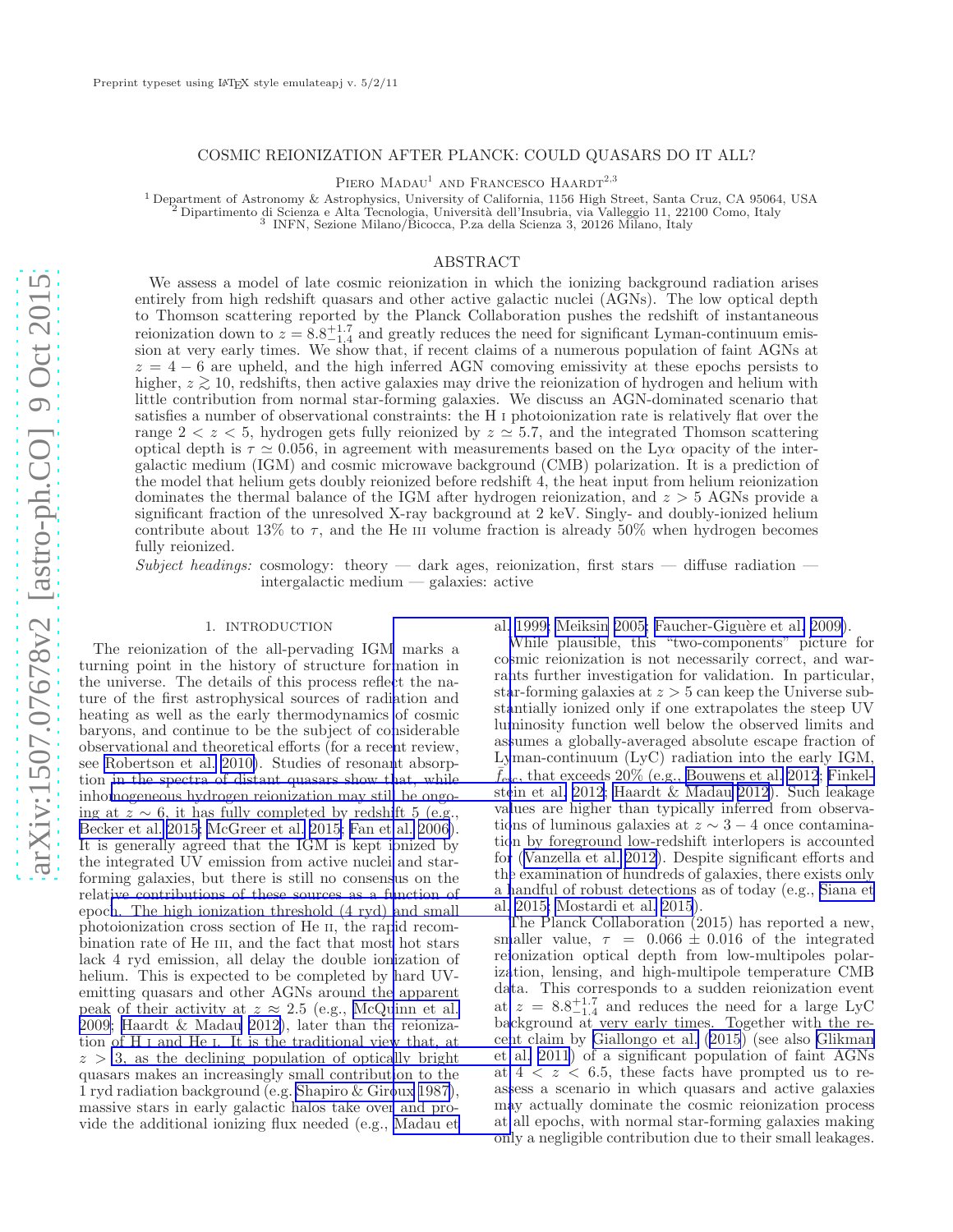Preprint typeset using LaTeX style emulateapj v. 5/2/11

# COSMIC REIONIZATION AFTER PLANCK: COULD QUASARS DO IT ALL?

Piero Madau[1] and Francesco Haardt[2,3]

[1] Department of Astronomy & Astrophysics, University of California, 1156 High Street, Santa Cruz, CA 95064, USA
[2] Dipartimento di Scienza e Alta Tecnologia, Università dell'Insubria, via Valleggio 11, 22100 Como, Italy
[3] INFN, Sezione Milano/Bicocca, P.za della Scienza 3, 20126 Milano, Italy

## ABSTRACT

We assess a model of late cosmic reionization in which the ionizing background radiation arises entirely from high redshift quasars and other active galactic nuclei (AGNs). The low optical depth to Thomson scattering reported by the Planck Collaboration pushes the redshift of instantaneous reionization down to $z = 8.8^{+1.7}_{-1.4}$ and greatly reduces the need for significant Lyman-continuum emission at very early times. We show that, if recent claims of a numerous population of faint AGNs at $z = 4-6$ are upheld, and the high inferred AGN comoving emissivity at these epochs persists to higher, $z \gtrsim 10$, redshifts, then active galaxies may drive the reionization of hydrogen and helium with little contribution from normal star-forming galaxies. We discuss an AGN-dominated scenario that satisfies a number of observational constraints: the H I photoionization rate is relatively flat over the range $2 < z < 5$, hydrogen gets fully reionized by $z \simeq 5.7$, and the integrated Thomson scattering optical depth is $\tau \simeq 0.056$, in agreement with measurements based on the Ly$\alpha$ opacity of the intergalactic medium (IGM) and cosmic microwave background (CMB) polarization. It is a prediction of the model that helium gets doubly reionized before redshift 4, the heat input from helium reionization dominates the thermal balance of the IGM after hydrogen reionization, and $z > 5$ AGNs provide a significant fraction of the unresolved X-ray background at 2 keV. Singly- and doubly-ionized helium contribute about 13% to $\tau$, and the He III volume fraction is already 50% when hydrogen becomes fully reionized.

*Subject headings:* cosmology: theory — dark ages, reionization, first stars — diffuse radiation — intergalactic medium — galaxies: active

## 1. INTRODUCTION

The reionization of the all-pervading IGM marks a turning point in the history of structure formation in the universe. The details of this process reflect the nature of the first astrophysical sources of radiation and heating as well as the early thermodynamics of cosmic baryons, and continue to be the subject of considerable observational and theoretical efforts (for a recent review, see Robertson et al. 2010). Studies of resonant absorption in the spectra of distant quasars show that, while inhomogeneous hydrogen reionization may still be ongoing at $z \sim 6$, it has fully completed by redshift 5 (e.g., Becker et al. 2015; McGreer et al. 2015; Fan et al. 2006). It is generally agreed that the IGM is kept ionized by the integrated UV emission from active nuclei and star-forming galaxies, but there is still no consensus on the relative contributions of these sources as a function of epoch. The high ionization threshold (4 ryd) and small photoionization cross section of He II, the rapid recombination rate of He III, and the fact that most hot stars lack 4 ryd emission, all delay the double ionization of helium. This is expected to be completed by hard UV-emitting quasars and other AGNs around the apparent peak of their activity at $z \approx 2.5$ (e.g., McQuinn et al. 2009; Haardt & Madau 2012), later than the reionization of H I and He I. It is the traditional view that, at $z > 3$, as the declining population of optically bright quasars makes an increasingly small contribution to the 1 ryd radiation background (e.g. Shapiro & Giroux 1987), massive stars in early galactic halos take over and provide the additional ionizing flux needed (e.g., Madau et al. 1999; Meiksin 2005; Faucher-Giguère et al. 2009).

While plausible, this "two-components" picture for cosmic reionization is not necessarily correct, and warrants further investigation for validation. In particular, star-forming galaxies at $z > 5$ can keep the Universe substantially ionized only if one extrapolates the steep UV luminosity function well below the observed limits and assumes a globally-averaged absolute escape fraction of Lyman-continuum (LyC) radiation into the early IGM, $f_{esc}$, that exceeds 20% (e.g., Bouwens et al. 2012; Finkelstein et al. 2012; Haardt & Madau 2012). Such leakage values are higher than typically inferred from observations of luminous galaxies at $z \sim 3-4$ once contamination by foreground low-redshift interlopers is accounted for (Vanzella et al. 2012). Despite significant efforts and the examination of hundreds of galaxies, there exists only a handful of robust detections as of today (e.g., Siana et al. 2015; Mostardi et al. 2015).

The Planck Collaboration (2015) has reported a new, smaller value, $\tau = 0.066 \pm 0.016$ of the integrated reionization optical depth from low-multipoles polarization, lensing, and high-multipole temperature CMB data. This corresponds to a sudden reionization event at $z = 8.8^{+1.7}_{-1.4}$ and reduces the need for a large LyC background at very early times. Together with the recent claim by Giallongo et al. (2015) (see also Glikman et al. 2011) of a significant population of faint AGNs at $4 < z < 6.5$, these facts have prompted us to reassess a scenario in which quasars and active galaxies may actually dominate the cosmic reionization process at all epochs, with normal star-forming galaxies making only a negligible contribution due to their small leakages.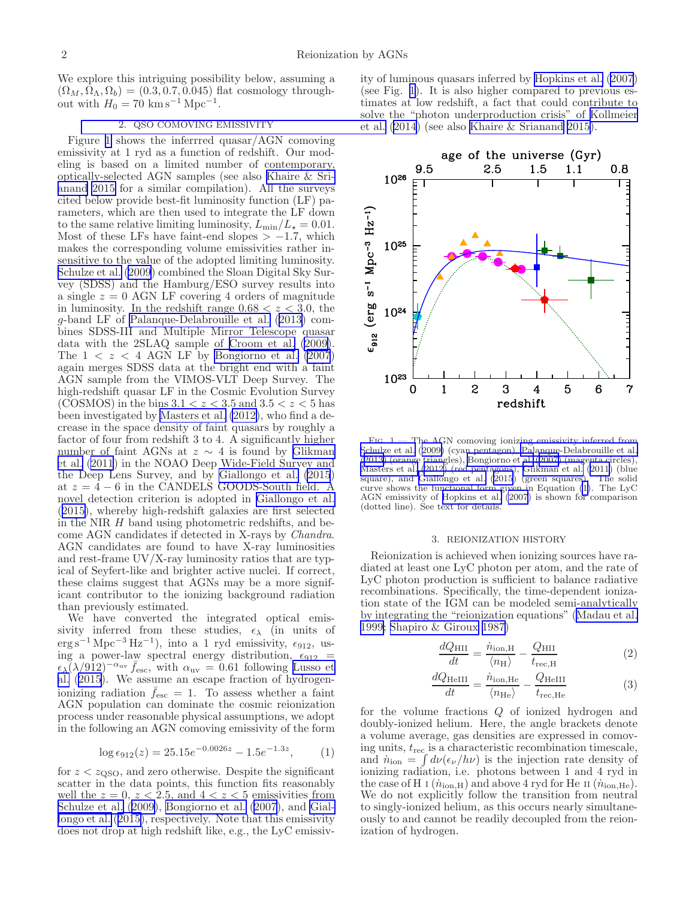We explore this intriguing possibility below, assuming a $(\Omega_M, \Omega_\Lambda, \Omega_b) = (0.3, 0.7, 0.045)$ flat cosmology throughout with $H_0 = 70\ \mathrm{km\,s^{-1}\,Mpc^{-1}}$.

## 2. QSO COMOVING EMISSIVITY

Figure 1 shows the inferrred quasar/AGN comoving emissivity at 1 ryd as a function of redshift. Our modeling is based on a limited number of contemporary, optically-selected AGN samples (see also Khaire & Srianand 2015 for a similar compilation). All the surveys cited below provide best-fit luminosity function (LF) parameters, which are then used to integrate the LF down to the same relative limiting luminosity, $L_{\rm min}/L_\star = 0.01$. Most of these LFs have faint-end slopes $> -1.7$, which makes the corresponding volume emissivities rather insensitive to the value of the adopted limiting luminosity. Schulze et al. (2009) combined the Sloan Digital Sky Survey (SDSS) and the Hamburg/ESO survey results into a single $z = 0$ AGN LF covering 4 orders of magnitude in luminosity. In the redshift range $0.68 < z < 3.0$, the $g$-band LF of Palanque-Delabrouille et al. (2013) combines SDSS-III and Multiple Mirror Telescope quasar data with the 2SLAQ sample of Croom et al. (2009). The $1 < z < 4$ AGN LF by Bongiorno et al. (2007) again merges SDSS data at the bright end with a faint AGN sample from the VIMOS-VLT Deep Survey. The high-redshift quasar LF in the Cosmic Evolution Survey (COSMOS) in the bins $3.1 < z < 3.5$ and $3.5 < z < 5$ has been investigated by Masters et al. (2012), who find a decrease in the space density of faint quasars by roughly a factor of four from redshift 3 to 4. A significantly higher number of faint AGNs at $z \sim 4$ is found by Glikman et al. (2011) in the NOAO Deep Wide-Field Survey and the Deep Lens Survey, and by Giallongo et al. (2015) at $z = 4 - 6$ in the CANDELS GOODS-South field. A novel detection criterion is adopted in Giallongo et al. (2015), whereby high-redshift galaxies are first selected in the NIR $H$ band using photometric redshifts, and become AGN candidates if detected in X-rays by *Chandra*. AGN candidates are found to have X-ray luminosities and rest-frame UV/X-ray luminosity ratios that are typical of Seyfert-like and brighter active nuclei. If correct, these claims suggest that AGNs may be a more significant contributor to the ionizing background radiation than previously estimated.

We have converted the integrated optical emissivity inferred from these studies, $\epsilon_\lambda$ (in units of $\mathrm{erg\,s^{-1}\,Mpc^{-3}\,Hz^{-1}}$), into a 1 ryd emissivity, $\epsilon_{912}$, using a power-law spectral energy distribution, $\epsilon_{912} = \epsilon_\lambda(\lambda/912)^{-\alpha_{\rm uv}}\bar{f}_{\rm esc}$, with $\alpha_{\rm uv} = 0.61$ following Lusso et al. (2015). We assume an escape fraction of hydrogen-ionizing radiation $\bar{f}_{\rm esc} = 1$. To assess whether a faint AGN population can dominate the cosmic reionization process under reasonable physical assumptions, we adopt in the following an AGN comoving emissivity of the form

$$\log \epsilon_{912}(z) = 25.15 e^{-0.0026z} - 1.5 e^{-1.3z}, \tag{1}$$

for $z < z_{\rm QSO}$, and zero otherwise. Despite the significant scatter in the data points, this function fits reasonably well the $z = 0$, $z < 2.5$, and $4 < z < 5$ emissivities from Schulze et al. (2009), Bongiorno et al. (2007), and Giallongo et al. (2015), respectively. Note that this emissivity does not drop at high redshift like, e.g., the LyC emissivity of luminous quasars inferred by Hopkins et al. (2007) (see Fig. 1). It is also higher compared to previous estimates at low redshift, a fact that could contribute to solve the "photon underproduction crisis" of Kollmeier et al. (2014) (see also Khaire & Srianand 2015).

FIG. 1.— The AGN comoving ionizing emissivity inferred from Schulze et al. (2009) (cyan pentagon), Palanque-Delabrouille et al. (2013) (orange triangles), Bongiorno et al. (2007) (magenta circles), Masters et al. (2012) (red pentagons), Glikman et al. (2011) (blue square), and Giallongo et al. (2015) (green squares). The solid curve shows the functional form given in Equation (1). The LyC AGN emissivity of Hopkins et al. (2007) is shown for comparison (dotted line). See text for details.

## 3. REIONIZATION HISTORY

Reionization is achieved when ionizing sources have radiated at least one LyC photon per atom, and the rate of LyC photon production is sufficient to balance radiative recombinations. Specifically, the time-dependent ionization state of the IGM can be modeled semi-analytically by integrating the "reionization equations" (Madau et al. 1999; Shapiro & Giroux 1987)

$$\frac{dQ_{\rm HII}}{dt} = \frac{\dot{n}_{\rm ion,H}}{\langle n_{\rm H}\rangle} - \frac{Q_{\rm HII}}{t_{\rm rec,H}} \tag{2}$$

$$\frac{dQ_{\rm HeIII}}{dt} = \frac{\dot{n}_{\rm ion,He}}{\langle n_{\rm He}\rangle} - \frac{Q_{\rm HeIII}}{t_{\rm rec,He}} \tag{3}$$

for the volume fractions $Q$ of ionized hydrogen and doubly-ionized helium. Here, the angle brackets denote a volume average, gas densities are expressed in comoving units, $t_{\rm rec}$ is a characteristic recombination timescale, and $\dot{n}_{\rm ion} = \int d\nu(\epsilon_\nu/h\nu)$ is the injection rate density of ionizing radiation, i.e. photons between 1 and 4 ryd in the case of H I ($\dot{n}_{\rm ion,H}$) and above 4 ryd for He II ($\dot{n}_{\rm ion,He}$). We do not explicitly follow the transition from neutral to singly-ionized helium, as this occurs nearly simultaneously to and cannot be readily decoupled from the reionization of hydrogen.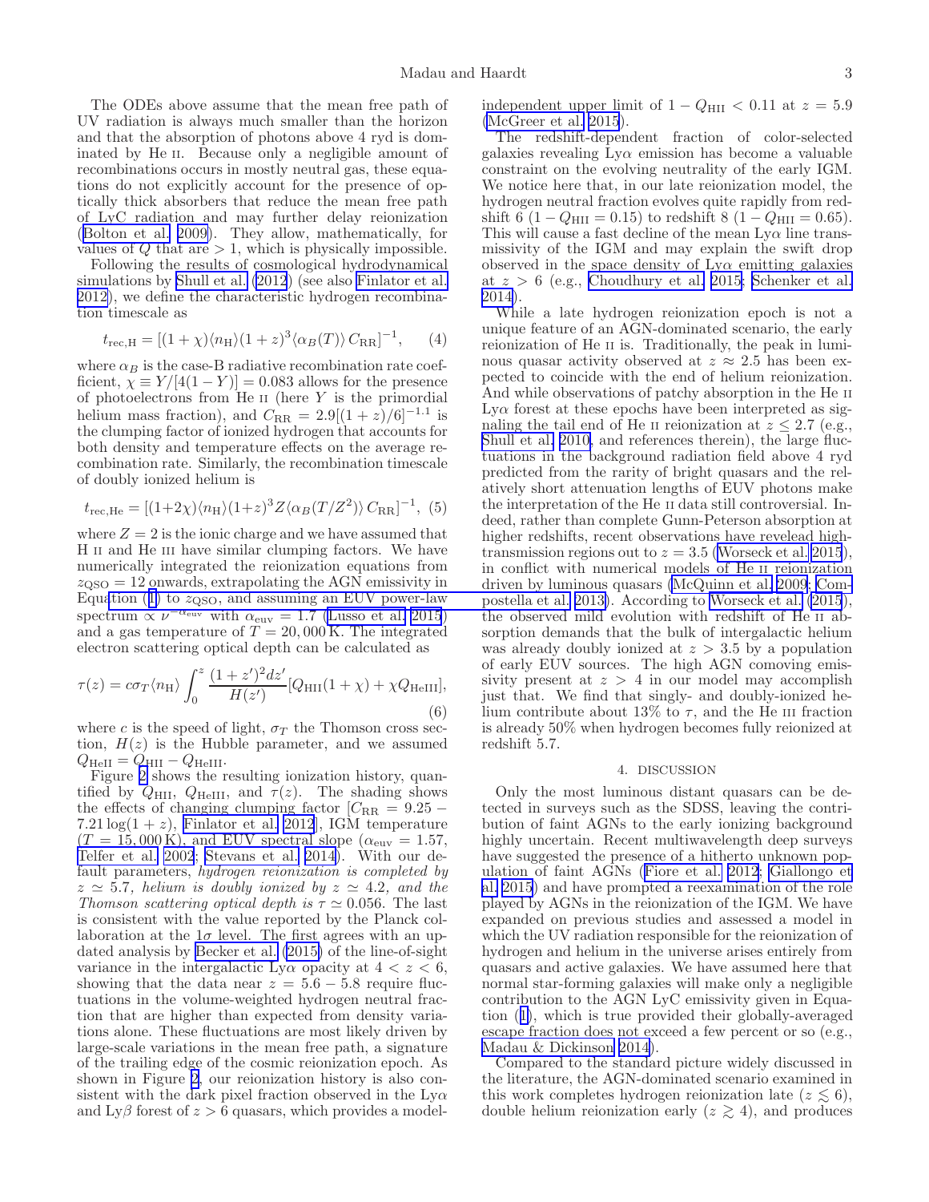The ODEs above assume that the mean free path of UV radiation is always much smaller than the horizon and that the absorption of photons above 4 ryd is dominated by He II. Because only a negligible amount of recombinations occurs in mostly neutral gas, these equations do not explicitly account for the presence of optically thick absorbers that reduce the mean free path of LyC radiation and may further delay reionization (Bolton et al. 2009). They allow, mathematically, for values of $Q$ that are $> 1$, which is physically impossible.

Following the results of cosmological hydrodynamical simulations by Shull et al. (2012) (see also Finlator et al. 2012), we define the characteristic hydrogen recombination timescale as

$$t_{\rm rec,H} = [(1+\chi)\langle n_{\rm H}\rangle(1+z)^3\langle\alpha_B(T)\rangle\, C_{\rm RR}]^{-1}, \quad (4)$$

where $\alpha_B$ is the case-B radiative recombination rate coefficient, $\chi \equiv Y/[4(1-Y)] = 0.083$ allows for the presence of photoelectrons from He II (here $Y$ is the primordial helium mass fraction), and $C_{\rm RR} = 2.9[(1+z)/6]^{-1.1}$ is the clumping factor of ionized hydrogen that accounts for both density and temperature effects on the average recombination rate. Similarly, the recombination timescale of doubly ionized helium is

$$t_{\rm rec,He} = [(1+2\chi)\langle n_{\rm H}\rangle(1+z)^3 Z\langle\alpha_B(T/Z^2)\rangle\, C_{\rm RR}]^{-1}, \quad (5)$$

where $Z = 2$ is the ionic charge and we have assumed that H II and He III have similar clumping factors. We have numerically integrated the reionization equations from $z_{\rm QSO} = 12$ onwards, extrapolating the AGN emissivity in Equation (1) to $z_{\rm QSO}$, and assuming an EUV power-law spectrum $\propto \nu^{-\alpha_{\rm euv}}$ with $\alpha_{\rm euv} = 1.7$ (Lusso et al. 2015) and a gas temperature of $T = 20,000\,$K. The integrated electron scattering optical depth can be calculated as

$$\tau(z) = c\sigma_T\langle n_{\rm H}\rangle \int_0^z \frac{(1+z')^2 dz'}{H(z')}[Q_{\rm HII}(1+\chi) + \chi Q_{\rm HeIII}], \quad (6)$$

where $c$ is the speed of light, $\sigma_T$ the Thomson cross section, $H(z)$ is the Hubble parameter, and we assumed $Q_{\rm HeII} = Q_{\rm HII} - Q_{\rm HeIII}$.

Figure 2 shows the resulting ionization history, quantified by $Q_{\rm HII}$, $Q_{\rm HeIII}$, and $\tau(z)$. The shading shows the effects of changing clumping factor [$C_{\rm RR} = 9.25 - 7.21\log(1+z)$, Finlator et al. 2012], IGM temperature ($T = 15,000\,$K), and EUV spectral slope ($\alpha_{\rm euv} = 1.57$, Telfer et al. 2002; Stevans et al. 2014). With our default parameters, *hydrogen reionization is completed by $z \simeq 5.7$, helium is doubly ionized by $z \simeq 4.2$, and the Thomson scattering optical depth is $\tau \simeq 0.056$.* The last is consistent with the value reported by the Planck collaboration at the $1\sigma$ level. The first agrees with an updated analysis by Becker et al. (2015) of the line-of-sight variance in the intergalactic Ly$\alpha$ opacity at $4 < z < 6$, showing that the data near $z = 5.6-5.8$ require fluctuations in the volume-weighted hydrogen neutral fraction that are higher than expected from density variations alone. These fluctuations are most likely driven by large-scale variations in the mean free path, a signature of the trailing edge of the cosmic reionization epoch. As shown in Figure 2, our reionization history is also consistent with the dark pixel fraction observed in the Ly$\alpha$ and Ly$\beta$ forest of $z > 6$ quasars, which provides a model-independent upper limit of $1 - Q_{\rm HII} < 0.11$ at $z = 5.9$ (McGreer et al. 2015).

The redshift-dependent fraction of color-selected galaxies revealing Ly$\alpha$ emission has become a valuable constraint on the evolving neutrality of the early IGM. We notice here that, in our late reionization model, the hydrogen neutral fraction evolves quite rapidly from redshift 6 ($1 - Q_{\rm HII} = 0.15$) to redshift 8 ($1 - Q_{\rm HII} = 0.65$). This will cause a fast decline of the mean Ly$\alpha$ line transmissivity of the IGM and may explain the swift drop observed in the space density of Ly$\alpha$ emitting galaxies at $z > 6$ (e.g., Choudhury et al. 2015; Schenker et al. 2014).

While a late hydrogen reionization epoch is not a unique feature of an AGN-dominated scenario, the early reionization of He II is. Traditionally, the peak in luminous quasar activity observed at $z \approx 2.5$ has been expected to coincide with the end of helium reionization. And while observations of patchy absorption in the He II Ly$\alpha$ forest at these epochs have been interpreted as signaling the tail end of He II reionization at $z \leq 2.7$ (e.g., Shull et al. 2010, and references therein), the large fluctuations in the background radiation field above 4 ryd predicted from the rarity of bright quasars and the relatively short attenuation lengths of EUV photons make the interpretation of the He II data still controversial. Indeed, rather than complete Gunn-Peterson absorption at higher redshifts, recent observations have revelead high-transmission regions out to $z = 3.5$ (Worseck et al. 2015), in conflict with numerical models of He II reionization driven by luminous quasars (McQuinn et al. 2009; Compostella et al. 2013). According to Worseck et al. (2015), the observed mild evolution with redshift of He II absorption demands that the bulk of intergalactic helium was already doubly ionized at $z > 3.5$ by a population of early EUV sources. The high AGN comoving emissivity present at $z > 4$ in our model may accomplish just that. We find that singly- and doubly-ionized helium contribute about 13% to $\tau$, and the He III fraction is already 50% when hydrogen becomes fully reionized at redshift 5.7.

## 4. DISCUSSION

Only the most luminous distant quasars can be detected in surveys such as the SDSS, leaving the contribution of faint AGNs to the early ionizing background highly uncertain. Recent multiwavelength deep surveys have suggested the presence of a hitherto unknown population of faint AGNs (Fiore et al. 2012; Giallongo et al. 2015) and have prompted a reexamination of the role played by AGNs in the reionization of the IGM. We have expanded on previous studies and assessed a model in which the UV radiation responsible for the reionization of hydrogen and helium in the universe arises entirely from quasars and active galaxies. We have assumed here that normal star-forming galaxies will make only a negligible contribution to the AGN LyC emissivity given in Equation (1), which is true provided their globally-averaged escape fraction does not exceed a few percent or so (e.g., Madau & Dickinson 2014).

Compared to the standard picture widely discussed in the literature, the AGN-dominated scenario examined in this work completes hydrogen reionization late ($z \lesssim 6$), double helium reionization early ($z \gtrsim 4$), and produces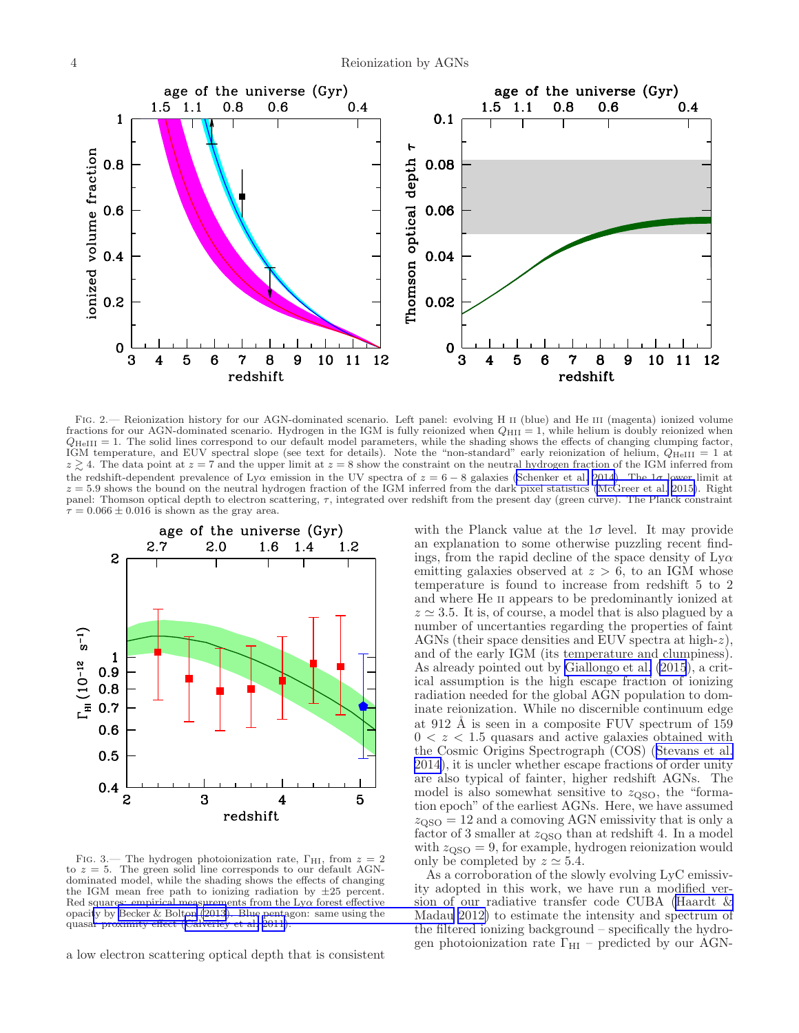FIG. 2.— Reionization history for our AGN-dominated scenario. Left panel: evolving H II (blue) and He III (magenta) ionized volume fractions for our AGN-dominated scenario. Hydrogen in the IGM is fully reionized when $Q_{\rm HII} = 1$, while helium is doubly reionized when $Q_{\rm HeIII} = 1$. The solid lines correspond to our default model parameters, while the shading shows the effects of changing clumping factor, IGM temperature, and EUV spectral slope (see text for details). Note the "non-standard" early reionization of helium, $Q_{\rm HeIII} = 1$ at $z \gtrsim 4$. The data point at $z = 7$ and the upper limit at $z = 8$ show the constraint on the neutral hydrogen fraction of the IGM inferred from the redshift-dependent prevalence of Ly$\alpha$ emission in the UV spectra of $z = 6-8$ galaxies (Schenker et al. 2014). The $1\sigma$ lower limit at $z = 5.9$ shows the bound on the neutral hydrogen fraction of the IGM inferred from the dark pixel statistics (McGreer et al. 2015). Right panel: Thomson optical depth to electron scattering, $\tau$, integrated over redshift from the present day (green curve). The Planck constraint $\tau = 0.066 \pm 0.016$ is shown as the gray area.

FIG. 3.— The hydrogen photoionization rate, $\Gamma_{\rm HI}$, from $z = 2$ to $z = 5$. The green solid line corresponds to our default AGN-dominated model, while the shading shows the effects of changing the IGM mean free path to ionizing radiation by $\pm 25$ percent. Red squares: empirical measurements from the Ly$\alpha$ forest effective opacity by Becker & Bolton (2013). Blue pentagon: same using the quasar proximity effect (Calverley et al. 2011).

a low electron scattering optical depth that is consistent with the Planck value at the $1\sigma$ level. It may provide an explanation to some otherwise puzzling recent findings, from the rapid decline of the space density of Ly$\alpha$ emitting galaxies observed at $z > 6$, to an IGM whose temperature is found to increase from redshift 5 to 2 and where He II appears to be predominantly ionized at $z \simeq 3.5$. It is, of course, a model that is also plagued by a number of uncertainties regarding the properties of faint AGNs (their space densities and EUV spectra at high-$z$), and of the early IGM (its temperature and clumpiness). As already pointed out by Giallongo et al. (2015), a critical assumption is the high escape fraction of ionizing radiation needed for the global AGN population to dominate reionization. While no discernible continuum edge at 912 Å is seen in a composite FUV spectrum of 159 $0 < z < 1.5$ quasars and active galaxies obtained with the Cosmic Origins Spectrograph (COS) (Stevans et al. 2014), it is uncler whether escape fractions of order unity are also typical of fainter, higher redshift AGNs. The model is also somewhat sensitive to $z_{\rm QSO}$, the "formation epoch" of the earliest AGNs. Here, we have assumed $z_{\rm QSO} = 12$ and a comoving AGN emissivity that is only a factor of 3 smaller at $z_{\rm QSO}$ than at redshift 4. In a model with $z_{\rm QSO} = 9$, for example, hydrogen reionization would only be completed by $z \simeq 5.4$.

As a corroboration of the slowly evolving LyC emissivity adopted in this work, we have run a modified version of our radiative transfer code CUBA (Haardt & Madau 2012) to estimate the intensity and spectrum of the filtered ionizing background – specifically the hydrogen photoionization rate $\Gamma_{\rm HI}$ – predicted by our AGN-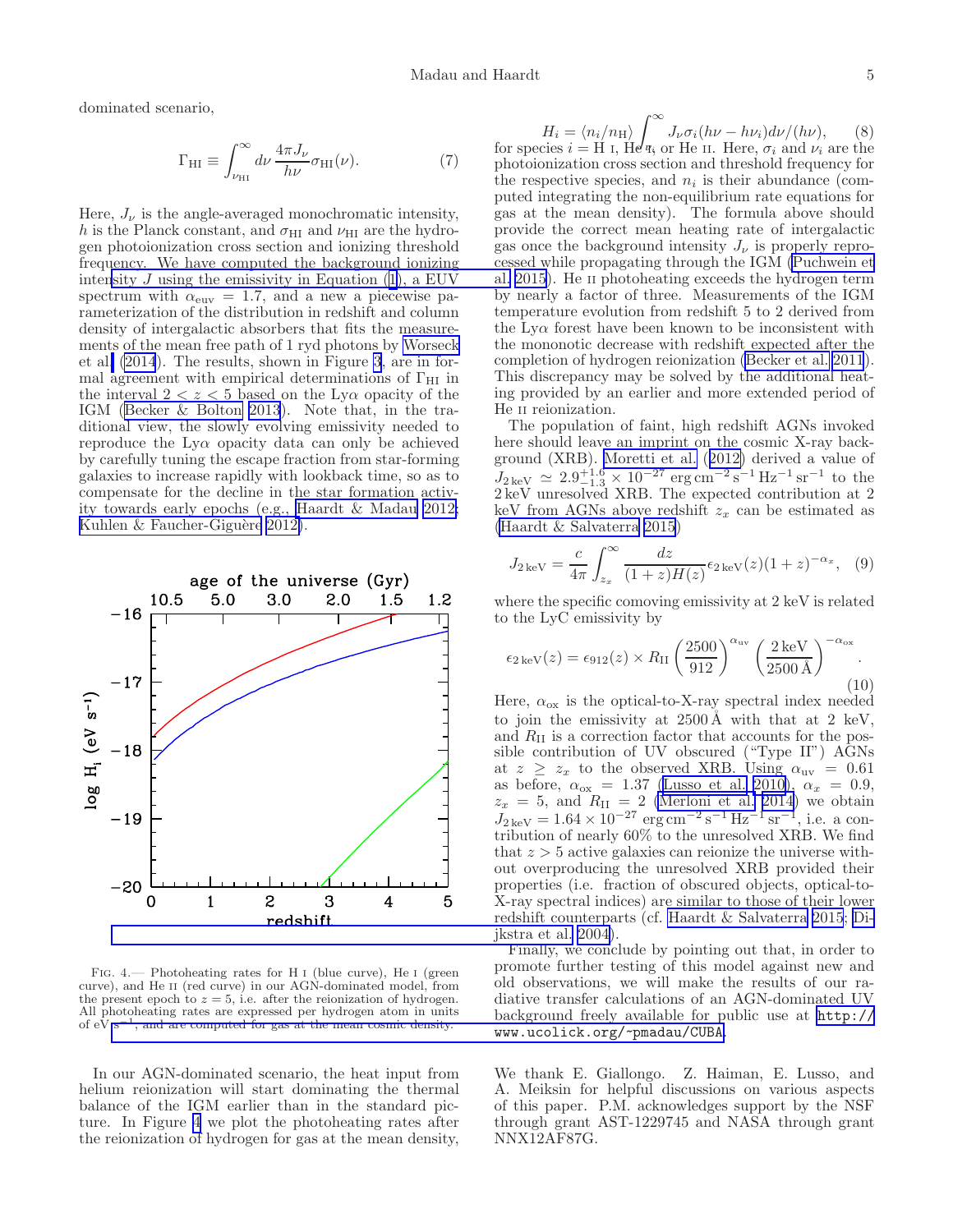dominated scenario,

$$\Gamma_{\rm HI} \equiv \int_{\nu_{\rm HI}}^{\infty} d\nu \, \frac{4\pi J_\nu}{h\nu} \sigma_{\rm HI}(\nu). \tag{7}$$

Here, $J_\nu$ is the angle-averaged monochromatic intensity, $h$ is the Planck constant, and $\sigma_{\rm HI}$ and $\nu_{\rm HI}$ are the hydrogen photoionization cross section and ionizing threshold frequency. We have computed the background ionizing intensity $J$ using the emissivity in Equation (1), a EUV spectrum with $\alpha_{\rm euv} = 1.7$, and a new a piecewise parameterization of the distribution in redshift and column density of intergalactic absorbers that fits the measurements of the mean free path of 1 ryd photons by Worseck et al. (2014). The results, shown in Figure 3, are in formal agreement with empirical determinations of $\Gamma_{\rm HI}$ in the interval $2 < z < 5$ based on the Ly$\alpha$ opacity of the IGM (Becker & Bolton 2013). Note that, in the traditional view, the slowly evolving emissivity needed to reproduce the Ly$\alpha$ opacity data can only be achieved by carefully tuning the escape fraction from star-forming galaxies to increase rapidly with lookback time, so as to compensate for the decline in the star formation activity towards early epochs (e.g., Haardt & Madau 2012; Kuhlen & Faucher-Giguère 2012).

FIG. 4.— Photoheating rates for H I (blue curve), He I (green curve), and He II (red curve) in our AGN-dominated model, from the present epoch to $z = 5$, i.e. after the reionization of hydrogen. All photoheating rates are expressed per hydrogen atom in units of eV s$^{-1}$, and are computed for gas at the mean cosmic density.

In our AGN-dominated scenario, the heat input from helium reionization will start dominating the thermal balance of the IGM earlier than in the standard picture. In Figure 4 we plot the photoheating rates after the reionization of hydrogen for gas at the mean density,

$$H_i = \langle n_i/n_{\rm H}\rangle \int_{\nu_i}^{\infty} J_\nu \sigma_i (h\nu - h\nu_i) d\nu/(h\nu), \tag{8}$$

for species $i$ = H I, He I, or He II. Here, $\sigma_i$ and $\nu_i$ are the photoionization cross section and threshold frequency for the respective species, and $n_i$ is their abundance (computed integrating the non-equilibrium rate equations for gas at the mean density). The formula above should provide the correct mean heating rate of intergalactic gas once the background intensity $J_\nu$ is properly reprocessed while propagating through the IGM (Puchwein et al. 2015). He II photoheating exceeds the hydrogen term by nearly a factor of three. Measurements of the IGM temperature evolution from redshift 5 to 2 derived from the Ly$\alpha$ forest have been known to be inconsistent with the mononotic decrease with redshift expected after the completion of hydrogen reionization (Becker et al. 2011). This discrepancy may be solved by the additional heating provided by an earlier and more extended period of He II reionization.

The population of faint, high redshift AGNs invoked here should leave an imprint on the cosmic X-ray background (XRB). Moretti et al. (2012) derived a value of $J_{2\,{\rm keV}} \simeq 2.9^{+1.6}_{-1.3} \times 10^{-27}$ erg cm$^{-2}$ s$^{-1}$ Hz$^{-1}$ sr$^{-1}$ to the 2 keV unresolved XRB. The expected contribution at 2 keV from AGNs above redshift $z_x$ can be estimated as (Haardt & Salvaterra 2015)

$$J_{2\,{\rm keV}} = \frac{c}{4\pi} \int_{z_x}^{\infty} \frac{dz}{(1+z)H(z)} \epsilon_{2\,{\rm keV}}(z)(1+z)^{-\alpha_x}, \tag{9}$$

where the specific comoving emissivity at 2 keV is related to the LyC emissivity by

$$\epsilon_{2\,{\rm keV}}(z) = \epsilon_{912}(z) \times R_{\rm II} \left(\frac{2500}{912}\right)^{\alpha_{\rm uv}} \left(\frac{2\,{\rm keV}}{2500\,\text{Å}}\right)^{-\alpha_{\rm ox}}. \tag{10}$$

Here, $\alpha_{\rm ox}$ is the optical-to-X-ray spectral index needed to join the emissivity at 2500 Å with that at 2 keV, and $R_{\rm II}$ is a correction factor that accounts for the possible contribution of UV obscured ("Type II") AGNs at $z \geq z_x$ to the observed XRB. Using $\alpha_{\rm uv} = 0.61$ as before, $\alpha_{\rm ox} = 1.37$ (Lusso et al. 2010), $\alpha_x = 0.9$, $z_x = 5$, and $R_{\rm II} = 2$ (Merloni et al. 2014) we obtain $J_{2\,{\rm keV}} = 1.64 \times 10^{-27}$ erg cm$^{-2}$ s$^{-1}$ Hz$^{-1}$ sr$^{-1}$, i.e. a contribution of nearly 60% to the unresolved XRB. We find that $z > 5$ active galaxies can reionize the universe without overproducing the unresolved XRB provided their properties (i.e. fraction of obscured objects, optical-to-X-ray spectral indices) are similar to those of their lower redshift counterparts (cf. Haardt & Salvaterra 2015; Dijkstra et al. 2004).

Finally, we conclude by pointing out that, in order to promote further testing of this model against new and old observations, we will make the results of our radiative transfer calculations of an AGN-dominated UV background freely available for public use at http://www.ucolick.org/~pmadau/CUBA.

We thank E. Giallongo. Z. Haiman, E. Lusso, and A. Meiksin for helpful discussions on various aspects of this paper. P.M. acknowledges support by the NSF through grant AST-1229745 and NASA through grant NNX12AF87G.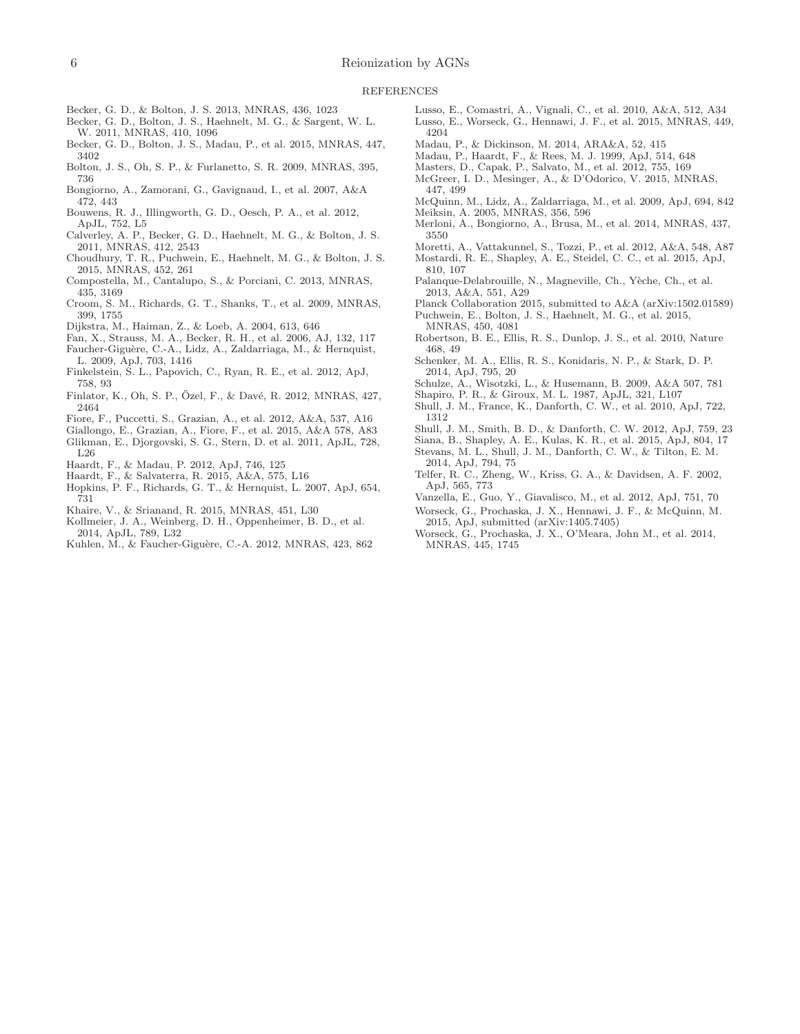## REFERENCES

Becker, G. D., & Bolton, J. S. 2013, MNRAS, 436, 1023

Becker, G. D., Bolton, J. S., Haehnelt, M. G., & Sargent, W. L. W. 2011, MNRAS, 410, 1096

Becker, G. D., Bolton, J. S., Madau, P., et al. 2015, MNRAS, 447, 3402

Bolton, J. S., Oh, S. P., & Furlanetto, S. R. 2009, MNRAS, 395, 736

Bongiorno, A., Zamorani, G., Gavignaud, I., et al. 2007, A&A 472, 443

Bouwens, R. J., Illingworth, G. D., Oesch, P. A., et al. 2012, ApJL, 752, L5

Calverley, A. P., Becker, G. D., Haehnelt, M. G., & Bolton, J. S. 2011, MNRAS, 412, 2543

Choudhury, T. R., Puchwein, E., Haehnelt, M. G., & Bolton, J. S. 2015, MNRAS, 452, 261

Compostella, M., Cantalupo, S., & Porciani, C. 2013, MNRAS, 435, 3169

Croom, S. M., Richards, G. T., Shanks, T., et al. 2009, MNRAS, 399, 1755

Dijkstra, M., Haiman, Z., & Loeb, A. 2004, 613, 646

Fan, X., Strauss, M. A., Becker, R. H., et al. 2006, AJ, 132, 117

Faucher-Giguère, C.-A., Lidz, A., Zaldarriaga, M., & Hernquist, L. 2009, ApJ, 703, 1416

Finkelstein, S. L., Papovich, C., Ryan, R. E., et al. 2012, ApJ, 758, 93

Finlator, K., Oh, S. P., Özel, F., & Davé, R. 2012, MNRAS, 427, 2464

Fiore, F., Puccetti, S., Grazian, A., et al. 2012, A&A, 537, A16

Giallongo, E., Grazian, A., Fiore, F., et al. 2015, A&A 578, A83

Glikman, E., Djorgovski, S. G., Stern, D. et al. 2011, ApJL, 728, L26

Haardt, F., & Madau, P. 2012, ApJ, 746, 125

Haardt, F., & Salvaterra, R. 2015, A&A, 575, L16

Hopkins, P. F., Richards, G. T., & Hernquist, L. 2007, ApJ, 654, 731

Khaire, V., & Srianand, R. 2015, MNRAS, 451, L30

Kollmeier, J. A., Weinberg, D. H., Oppenheimer, B. D., et al. 2014, ApJL, 789, L32

Kuhlen, M., & Faucher-Giguère, C.-A. 2012, MNRAS, 423, 862

Lusso, E., Comastri, A., Vignali, C., et al. 2010, A&A, 512, A34

Lusso, E., Worseck, G., Hennawi, J. F., et al. 2015, MNRAS, 449, 4204

Madau, P., & Dickinson, M. 2014, ARA&A, 52, 415

Madau, P., Haardt, F., & Rees, M. J. 1999, ApJ, 514, 648

Masters, D., Capak, P., Salvato, M., et al. 2012, 755, 169

McGreer, I. D., Mesinger, A., & D'Odorico, V. 2015, MNRAS, 447, 499

McQuinn, M., Lidz, A., Zaldarriaga, M., et al. 2009, ApJ, 694, 842

Meiksin, A. 2005, MNRAS, 356, 596

Merloni, A., Bongiorno, A., Brusa, M., et al. 2014, MNRAS, 437, 3550

Moretti, A., Vattakunnel, S., Tozzi, P., et al. 2012, A&A, 548, A87

Mostardi, R. E., Shapley, A. E., Steidel, C. C., et al. 2015, ApJ, 810, 107

Palanque-Delabrouille, N., Magneville, Ch., Yèche, Ch., et al. 2013, A&A, 551, A29

Planck Collaboration 2015, submitted to A&A (arXiv:1502.01589)

Puchwein, E., Bolton, J. S., Haehnelt, M. G., et al. 2015, MNRAS, 450, 4081

Robertson, B. E., Ellis, R. S., Dunlop, J. S., et al. 2010, Nature 468, 49

Schenker, M. A., Ellis, R. S., Konidaris, N. P., & Stark, D. P. 2014, ApJ, 795, 20

Schulze, A., Wisotzki, L., & Husemann, B. 2009, A&A 507, 781

Shapiro, P. R., & Giroux, M. L. 1987, ApJL, 321, L107

Shull, J. M., France, K., Danforth, C. W., et al. 2010, ApJ, 722, 1312

Shull, J. M., Smith, B. D., & Danforth, C. W. 2012, ApJ, 759, 23

Siana, B., Shapley, A. E., Kulas, K. R., et al. 2015, ApJ, 804, 17

Stevans, M. L., Shull, J. M., Danforth, C. W., & Tilton, E. M. 2014, ApJ, 794, 75

Telfer, R. C., Zheng, W., Kriss, G. A., & Davidsen, A. F. 2002, ApJ, 565, 773

Vanzella, E., Guo, Y., Giavalisco, M., et al. 2012, ApJ, 751, 70

Worseck, G., Prochaska, J. X., Hennawi, J. F., & McQuinn, M. 2015, ApJ, submitted (arXiv:1405.7405)

Worseck, G., Prochaska, J. X., O'Meara, John M., et al. 2014, MNRAS, 445, 1745